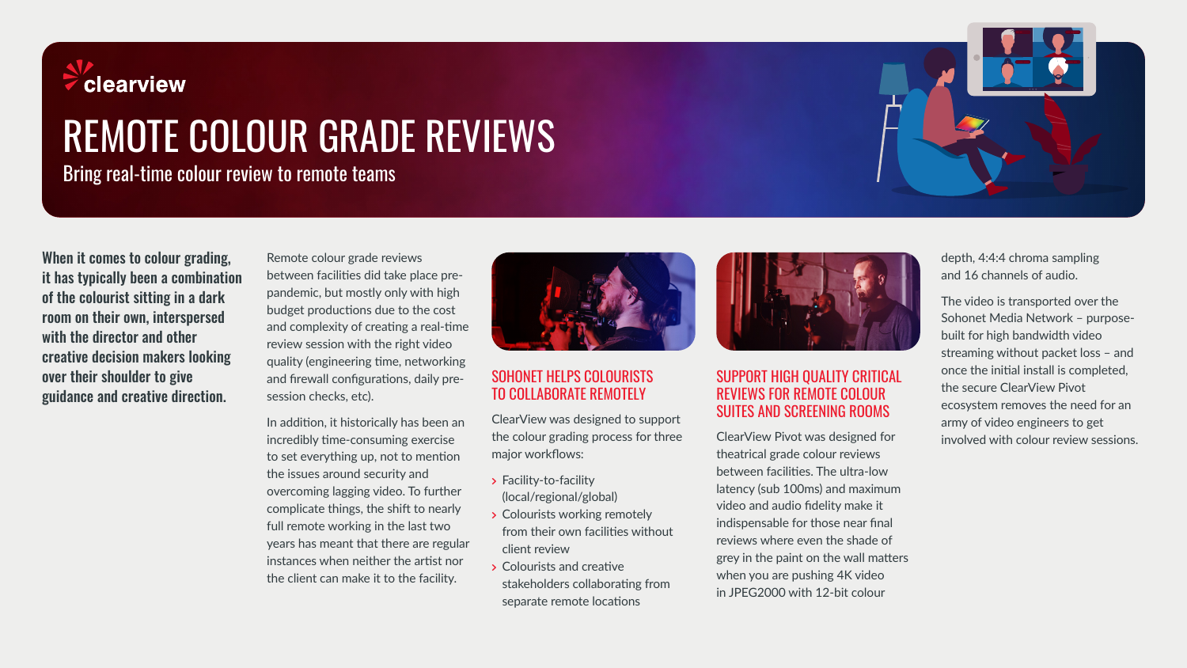clearview

# REMOTE COLOUR GRADE REVIEWS

Bring real-time colour review to remote teams

**When it comes to colour grading, it has typically been a combination of the colourist sitting in a dark room on their own, interspersed with the director and other creative decision makers looking over their shoulder to give guidance and creative direction.**

Remote colour grade reviews between facilities did take place pre-pandemic, but mostly only with high budget productions due to the cost and complexity of creating a real-time review session with the right video quality (engineering time, networking and firewall configurations, daily pre-session checks, etc).

In addition, it historically has been an incredibly time-consuming exercise to set everything up, not to mention the issues around security and overcoming lagging video. To further complicate things, the shift to nearly full remote working in the last two years has meant that there are regular instances when neither the artist nor the client can make it to the facility.

## SOHONET HELPS COLOURISTS TO COLLABORATE REMOTELY

ClearView was designed to support the colour grading process for three major workflows:

- Facility-to-facility (local/regional/global)
- Colourists working remotely from their own facilities without client review
- Colourists and creative stakeholders collaborating from separate remote locations

## SUPPORT HIGH QUALITY CRITICAL REVIEWS FOR REMOTE COLOUR SUITES AND SCREENING ROOMS

ClearView Pivot was designed for theatrical grade colour reviews between facilities. The ultra-low latency (sub 100ms) and maximum video and audio fidelity make it indispensable for those near final reviews where even the shade of grey in the paint on the wall matters when you are pushing 4K video in JPEG2000 with 12-bit colour depth, 4:4:4 chroma sampling and 16 channels of audio.

The video is transported over the Sohonet Media Network – purpose-built for high bandwidth video streaming without packet loss – and once the initial install is completed, the secure ClearView Pivot ecosystem removes the need for an army of video engineers to get involved with colour review sessions.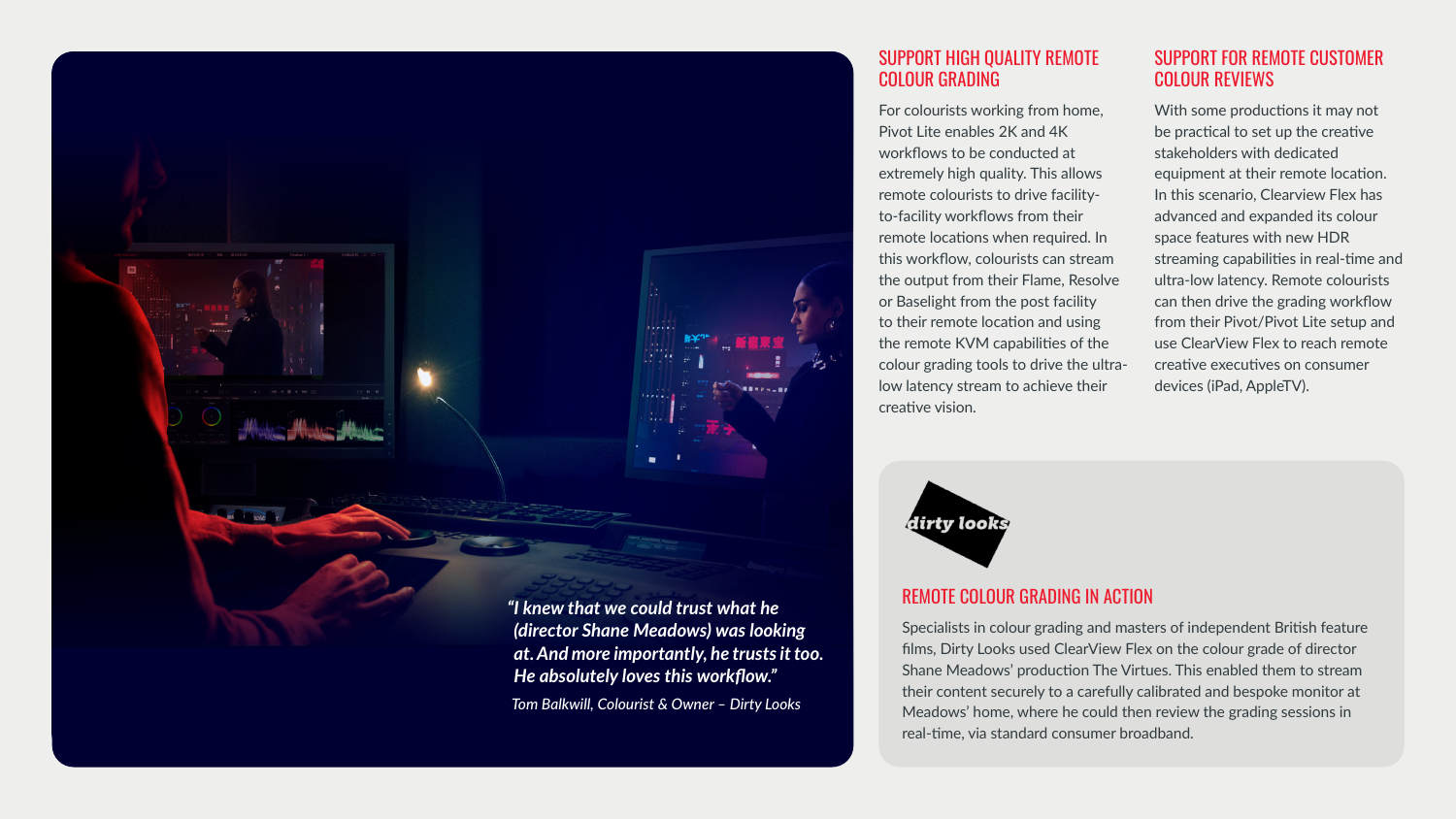> *"I knew that we could trust what he (director Shane Meadows) was looking at. And more importantly, he trusts it too. He absolutely loves this workflow."*
>
> *Tom Balkwill, Colourist & Owner – Dirty Looks*

## SUPPORT HIGH QUALITY REMOTE COLOUR GRADING

For colourists working from home, Pivot Lite enables 2K and 4K workflows to be conducted at extremely high quality. This allows remote colourists to drive facility-to-facility workflows from their remote locations when required. In this workflow, colourists can stream the output from their Flame, Resolve or Baselight from the post facility to their remote location and using the remote KVM capabilities of the colour grading tools to drive the ultra-low latency stream to achieve their creative vision.

## SUPPORT FOR REMOTE CUSTOMER COLOUR REVIEWS

With some productions it may not be practical to set up the creative stakeholders with dedicated equipment at their remote location. In this scenario, Clearview Flex has advanced and expanded its colour space features with new HDR streaming capabilities in real-time and ultra-low latency. Remote colourists can then drive the grading workflow from their Pivot/Pivot Lite setup and use ClearView Flex to reach remote creative executives on consumer devices (iPad, AppleTV).

dirty looks

## REMOTE COLOUR GRADING IN ACTION

Specialists in colour grading and masters of independent British feature films, Dirty Looks used ClearView Flex on the colour grade of director Shane Meadows' production The Virtues. This enabled them to stream their content securely to a carefully calibrated and bespoke monitor at Meadows' home, where he could then review the grading sessions in real-time, via standard consumer broadband.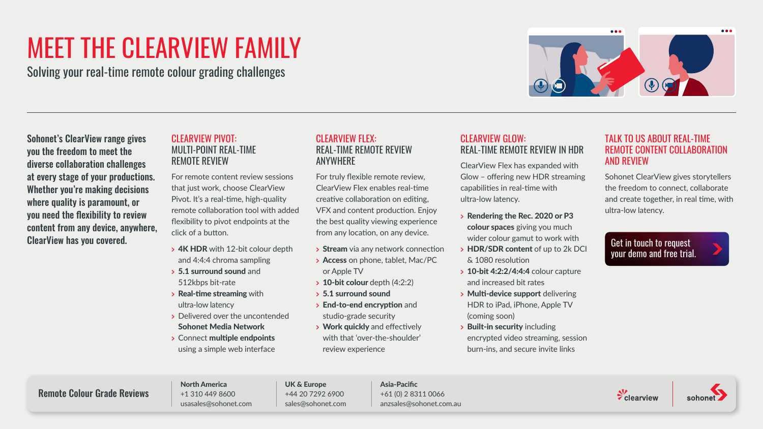# MEET THE CLEARVIEW FAMILY

Solving your real-time remote colour grading challenges

**Sohonet's ClearView range gives you the freedom to meet the diverse collaboration challenges at every stage of your productions. Whether you're making decisions where quality is paramount, or you need the flexibility to review content from any device, anywhere, ClearView has you covered.**

## CLEARVIEW PIVOT:
### MULTI-POINT REAL-TIME REMOTE REVIEW

For remote content review sessions that just work, choose ClearView Pivot. It's a real-time, high-quality remote collaboration tool with added flexibility to pivot endpoints at the click of a button.

- **4K HDR** with 12-bit colour depth and 4:4:4 chroma sampling
- **5.1 surround sound** and 512kbps bit-rate
- **Real-time streaming** with ultra-low latency
- Delivered over the uncontended **Sohonet Media Network**
- Connect **multiple endpoints** using a simple web interface

## CLEARVIEW FLEX:
### REAL-TIME REMOTE REVIEW ANYWHERE

For truly flexible remote review, ClearView Flex enables real-time creative collaboration on editing, VFX and content production. Enjoy the best quality viewing experience from any location, on any device.

- **Stream** via any network connection
- **Access** on phone, tablet, Mac/PC or Apple TV
- **10-bit colour** depth (4:2:2)
- **5.1 surround sound**
- **End-to-end encryption** and studio-grade security
- **Work quickly** and effectively with that 'over-the-shoulder' review experience

## CLEARVIEW GLOW:
### REAL-TIME REMOTE REVIEW IN HDR

ClearView Flex has expanded with Glow – offering new HDR streaming capabilities in real-time with ultra-low latency.

- **Rendering the Rec. 2020 or P3 colour spaces** giving you much wider colour gamut to work with
- **HDR/SDR content** of up to 2k DCI & 1080 resolution
- **10-bit 4:2:2/4:4:4** colour capture and increased bit rates
- **Multi-device support** delivering HDR to iPad, iPhone, Apple TV (coming soon)
- **Built-in security** including encrypted video streaming, session burn-ins, and secure invite links

## TALK TO US ABOUT REAL-TIME REMOTE CONTENT COLLABORATION AND REVIEW

Sohonet ClearView gives storytellers the freedom to connect, collaborate and create together, in real time, with ultra-low latency.

Get in touch to request your demo and free trial.

Remote Colour Grade Reviews

**North America**
+1 310 449 8600
usasales@sohonet.com

**UK & Europe**
+44 20 7292 6900
sales@sohonet.com

**Asia-Pacific**
+61 (0) 2 8311 0066
anzsales@sohonet.com.au

clearview | sohonet